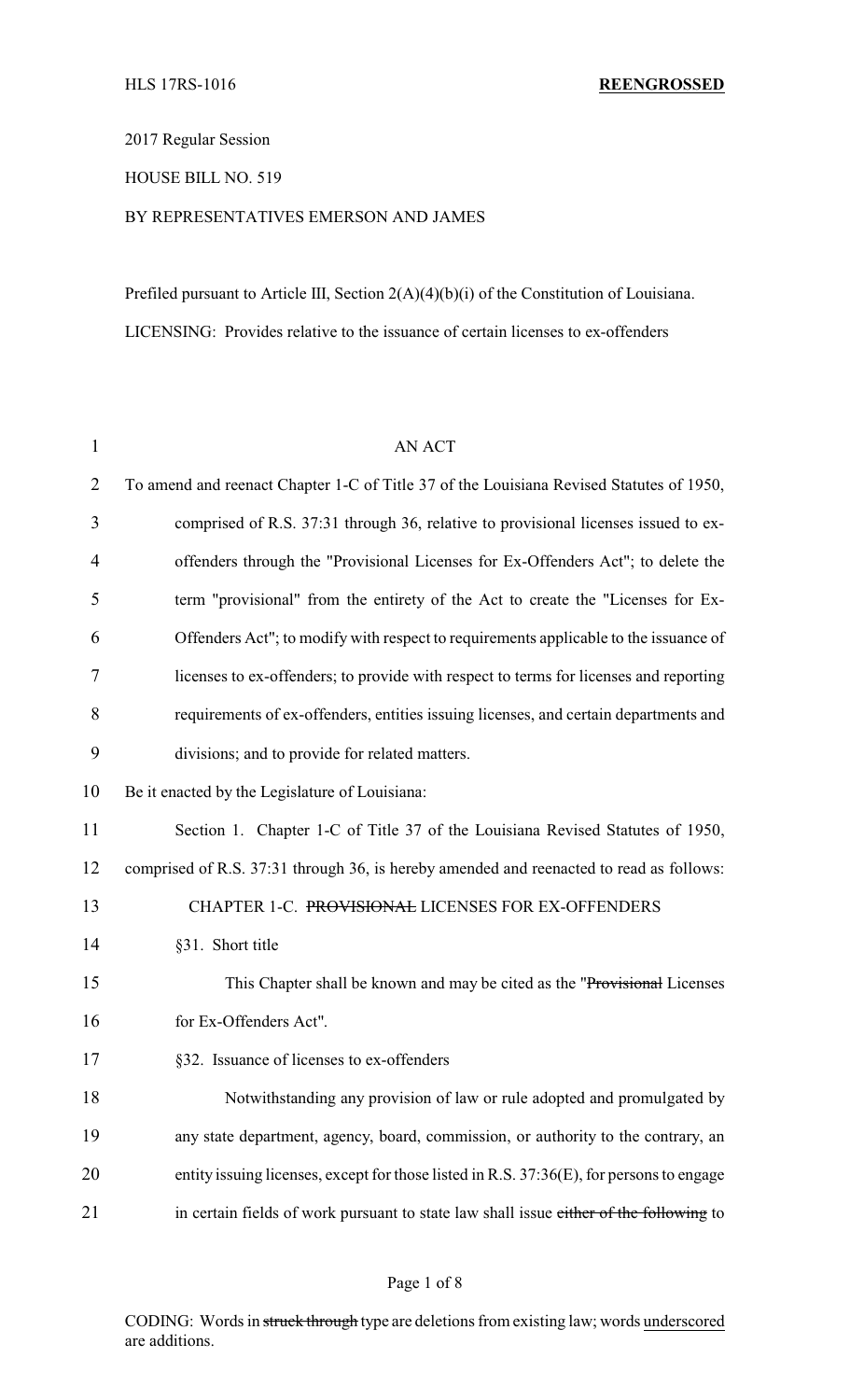HLS 17RS-1016 **REENGROSSED**

2017 Regular Session

HOUSE BILL NO. 519

BY REPRESENTATIVES EMERSON AND JAMES

Prefiled pursuant to Article III, Section 2(A)(4)(b)(i) of the Constitution of Louisiana.

LICENSING: Provides relative to the issuance of certain licenses to ex-offenders

AN ACT

To amend and reenact Chapter 1-C of Title 37 of the Louisiana Revised Statutes of 1950, comprised of R.S. 37:31 through 36, relative to provisional licenses issued to ex-offenders through the "Provisional Licenses for Ex-Offenders Act"; to delete the term "provisional" from the entirety of the Act to create the "Licenses for Ex-Offenders Act"; to modify with respect to requirements applicable to the issuance of licenses to ex-offenders; to provide with respect to terms for licenses and reporting requirements of ex-offenders, entities issuing licenses, and certain departments and divisions; and to provide for related matters.

Be it enacted by the Legislature of Louisiana:

Section 1. Chapter 1-C of Title 37 of the Louisiana Revised Statutes of 1950, comprised of R.S. 37:31 through 36, is hereby amended and reenacted to read as follows:

CHAPTER 1-C. ~~PROVISIONAL~~ LICENSES FOR EX-OFFENDERS

§31. Short title

This Chapter shall be known and may be cited as the "~~Provisional~~ Licenses for Ex-Offenders Act".

§32. Issuance of licenses to ex-offenders

Notwithstanding any provision of law or rule adopted and promulgated by any state department, agency, board, commission, or authority to the contrary, an entity issuing licenses, except for those listed in R.S. 37:36(E), for persons to engage in certain fields of work pursuant to state law shall issue ~~either of the following~~ to

CODING: Words in ~~struck through~~ type are deletions from existing law; words underscored are additions.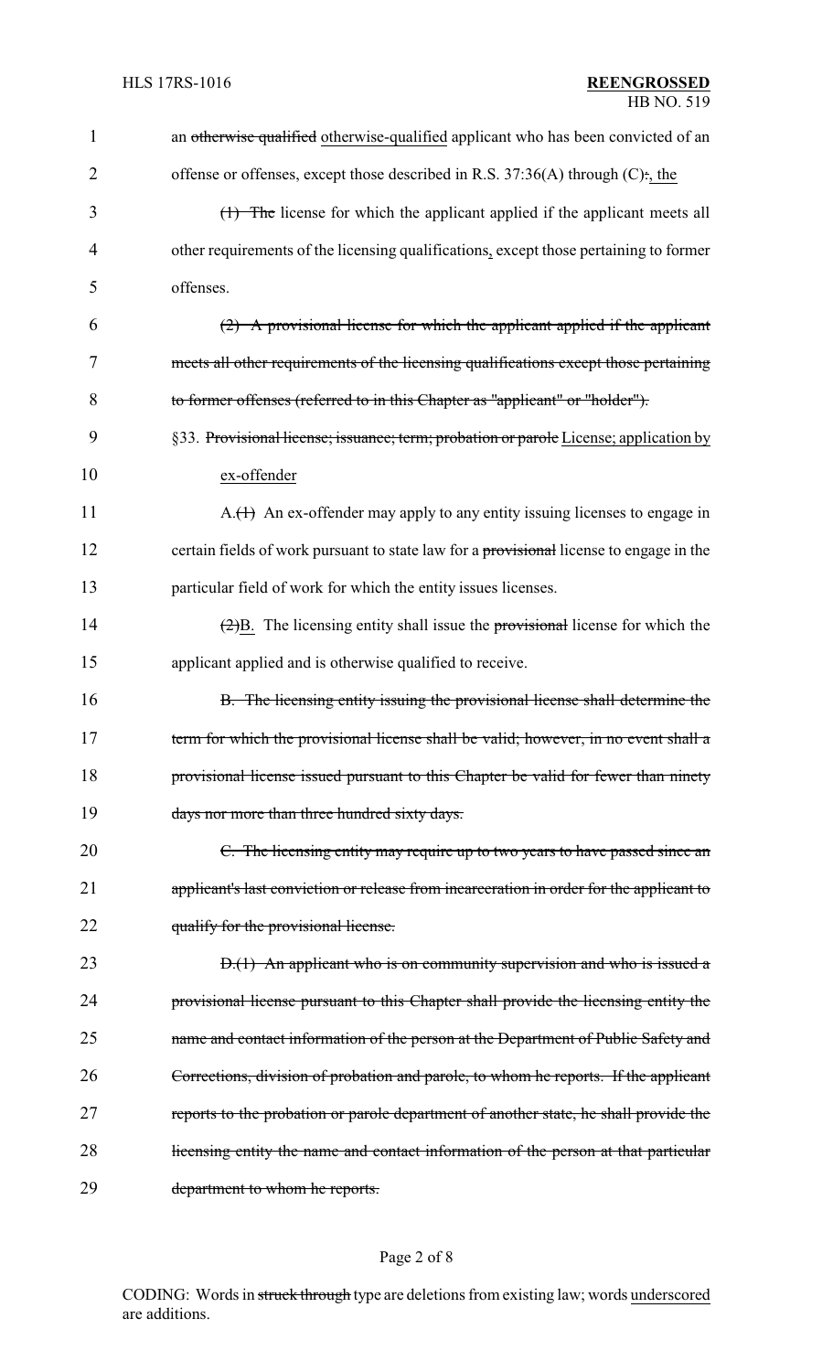an ~~otherwise qualified~~ otherwise-qualified applicant who has been convicted of an offense or offenses, except those described in R.S. 37:36(A) through (C)~~:~~, the

~~(1) The~~ license for which the applicant applied if the applicant meets all other requirements of the licensing qualifications, except those pertaining to former offenses.

~~(2) A provisional license for which the applicant applied if the applicant meets all other requirements of the licensing qualifications except those pertaining to former offenses (referred to in this Chapter as "applicant" or "holder").~~

§33. ~~Provisional license; issuance; term; probation or parole~~ License; application by ex-offender

A.~~(1)~~ An ex-offender may apply to any entity issuing licenses to engage in certain fields of work pursuant to state law for a ~~provisional~~ license to engage in the particular field of work for which the entity issues licenses.

~~(2)~~B. The licensing entity shall issue the ~~provisional~~ license for which the applicant applied and is otherwise qualified to receive.

~~B. The licensing entity issuing the provisional license shall determine the term for which the provisional license shall be valid; however, in no event shall a provisional license issued pursuant to this Chapter be valid for fewer than ninety days nor more than three hundred sixty days.~~

~~C. The licensing entity may require up to two years to have passed since an applicant's last conviction or release from incarceration in order for the applicant to qualify for the provisional license.~~

~~D.(1) An applicant who is on community supervision and who is issued a provisional license pursuant to this Chapter shall provide the licensing entity the name and contact information of the person at the Department of Public Safety and Corrections, division of probation and parole, to whom he reports. If the applicant reports to the probation or parole department of another state, he shall provide the licensing entity the name and contact information of the person at that particular department to whom he reports.~~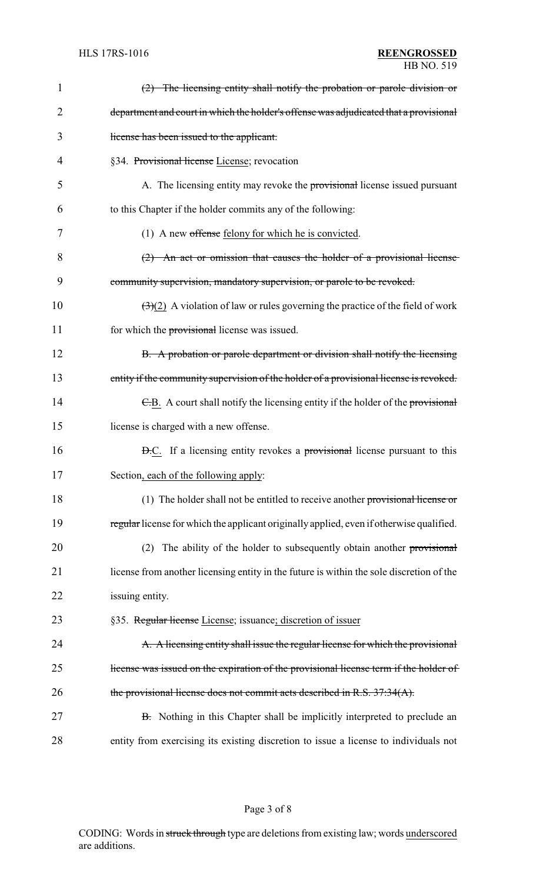(2) ~~The licensing entity shall notify the probation or parole division or department and court in which the holder's offense was adjudicated that a provisional license has been issued to the applicant.~~

§34. ~~Provisional license~~ License; revocation

A. The licensing entity may revoke the ~~provisional~~ license issued pursuant to this Chapter if the holder commits any of the following:

(1) A new ~~offense~~ felony for which he is convicted.

~~(2) An act or omission that causes the holder of a provisional license community supervision, mandatory supervision, or parole to be revoked.~~

~~(3)~~(2) A violation of law or rules governing the practice of the field of work for which the ~~provisional~~ license was issued.

~~B. A probation or parole department or division shall notify the licensing entity if the community supervision of the holder of a provisional license is revoked.~~

~~C.~~B. A court shall notify the licensing entity if the holder of the ~~provisional~~ license is charged with a new offense.

~~D.~~C. If a licensing entity revokes a ~~provisional~~ license pursuant to this Section, each of the following apply:

(1) The holder shall not be entitled to receive another ~~provisional license or regular~~ license for which the applicant originally applied, even if otherwise qualified.

(2) The ability of the holder to subsequently obtain another ~~provisional~~ license from another licensing entity in the future is within the sole discretion of the issuing entity.

§35. ~~Regular license~~ License; issuance; discretion of issuer

~~A. A licensing entity shall issue the regular license for which the provisional license was issued on the expiration of the provisional license term if the holder of the provisional license does not commit acts described in R.S. 37:34(A).~~

~~B.~~ Nothing in this Chapter shall be implicitly interpreted to preclude an entity from exercising its existing discretion to issue a license to individuals not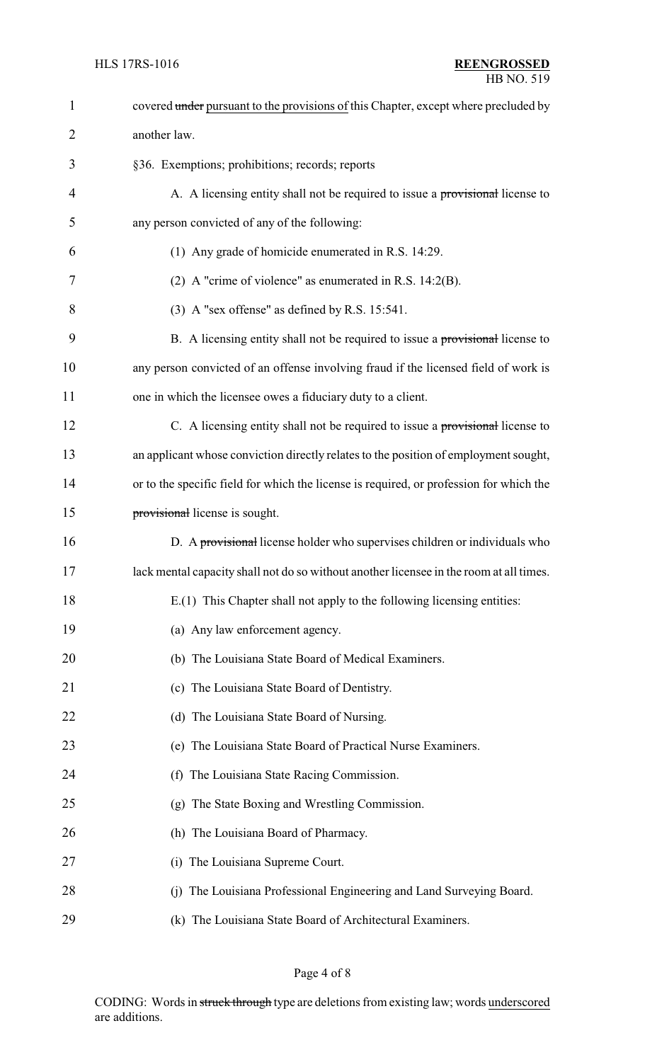covered ~~under~~ pursuant to the provisions of this Chapter, except where precluded by another law.

§36. Exemptions; prohibitions; records; reports

A. A licensing entity shall not be required to issue a ~~provisional~~ license to any person convicted of any of the following:

(1) Any grade of homicide enumerated in R.S. 14:29.

(2) A "crime of violence" as enumerated in R.S. 14:2(B).

(3) A "sex offense" as defined by R.S. 15:541.

B. A licensing entity shall not be required to issue a ~~provisional~~ license to any person convicted of an offense involving fraud if the licensed field of work is one in which the licensee owes a fiduciary duty to a client.

C. A licensing entity shall not be required to issue a ~~provisional~~ license to an applicant whose conviction directly relates to the position of employment sought, or to the specific field for which the license is required, or profession for which the ~~provisional~~ license is sought.

D. A ~~provisional~~ license holder who supervises children or individuals who lack mental capacity shall not do so without another licensee in the room at all times.

E.(1) This Chapter shall not apply to the following licensing entities:

(a) Any law enforcement agency.

(b) The Louisiana State Board of Medical Examiners.

(c) The Louisiana State Board of Dentistry.

(d) The Louisiana State Board of Nursing.

(e) The Louisiana State Board of Practical Nurse Examiners.

(f) The Louisiana State Racing Commission.

(g) The State Boxing and Wrestling Commission.

(h) The Louisiana Board of Pharmacy.

(i) The Louisiana Supreme Court.

(j) The Louisiana Professional Engineering and Land Surveying Board.

(k) The Louisiana State Board of Architectural Examiners.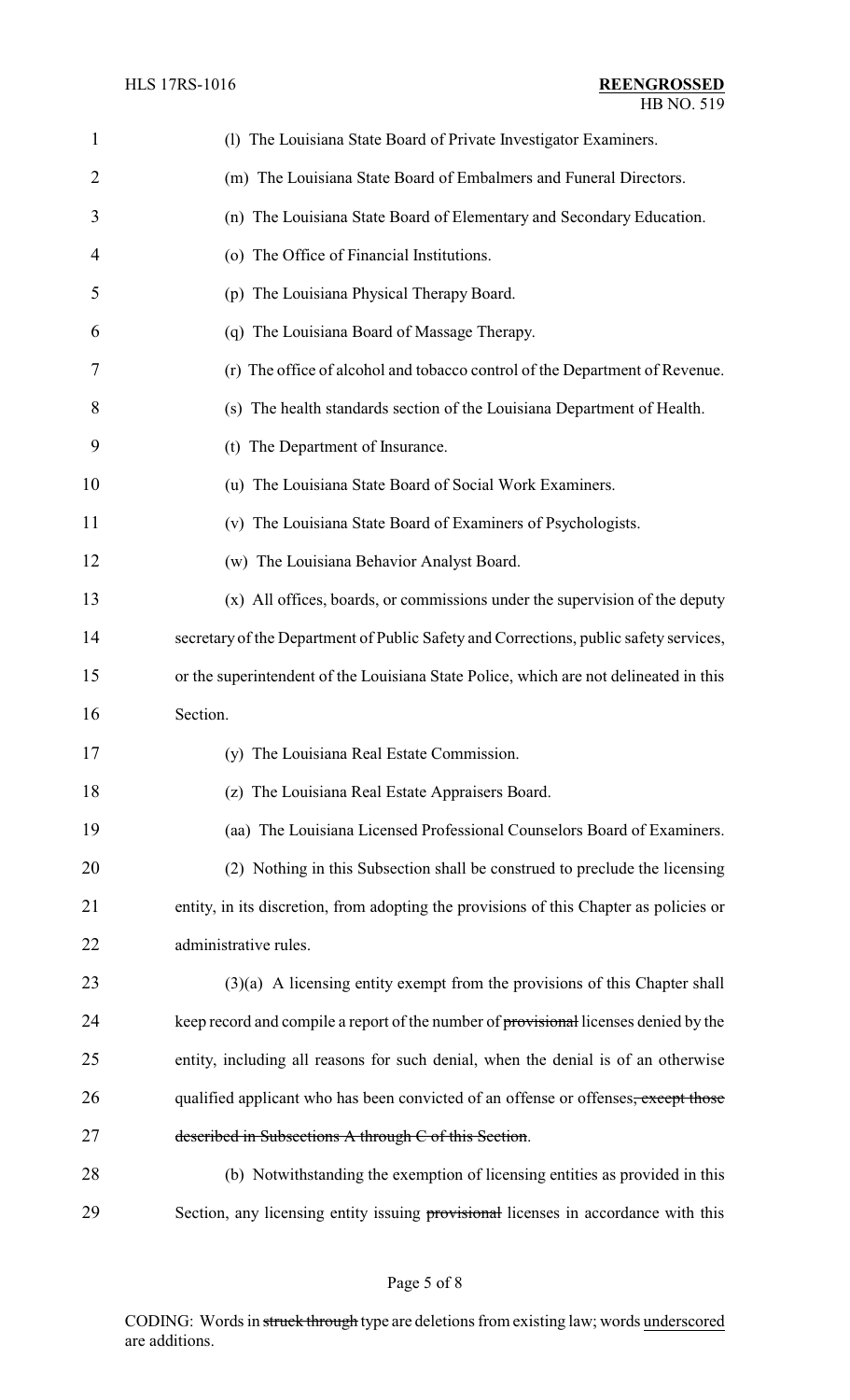(l) The Louisiana State Board of Private Investigator Examiners.

(m) The Louisiana State Board of Embalmers and Funeral Directors.

(n) The Louisiana State Board of Elementary and Secondary Education.

(o) The Office of Financial Institutions.

(p) The Louisiana Physical Therapy Board.

(q) The Louisiana Board of Massage Therapy.

(r) The office of alcohol and tobacco control of the Department of Revenue.

(s) The health standards section of the Louisiana Department of Health.

(t) The Department of Insurance.

(u) The Louisiana State Board of Social Work Examiners.

(v) The Louisiana State Board of Examiners of Psychologists.

(w) The Louisiana Behavior Analyst Board.

(x) All offices, boards, or commissions under the supervision of the deputy secretary of the Department of Public Safety and Corrections, public safety services, or the superintendent of the Louisiana State Police, which are not delineated in this Section.

(y) The Louisiana Real Estate Commission.

(z) The Louisiana Real Estate Appraisers Board.

(aa) The Louisiana Licensed Professional Counselors Board of Examiners.

(2) Nothing in this Subsection shall be construed to preclude the licensing entity, in its discretion, from adopting the provisions of this Chapter as policies or administrative rules.

(3)(a) A licensing entity exempt from the provisions of this Chapter shall keep record and compile a report of the number of ~~provisional~~ licenses denied by the entity, including all reasons for such denial, when the denial is of an otherwise qualified applicant who has been convicted of an offense or offenses~~, except those described in Subsections A through C of this Section~~.

(b) Notwithstanding the exemption of licensing entities as provided in this Section, any licensing entity issuing ~~provisional~~ licenses in accordance with this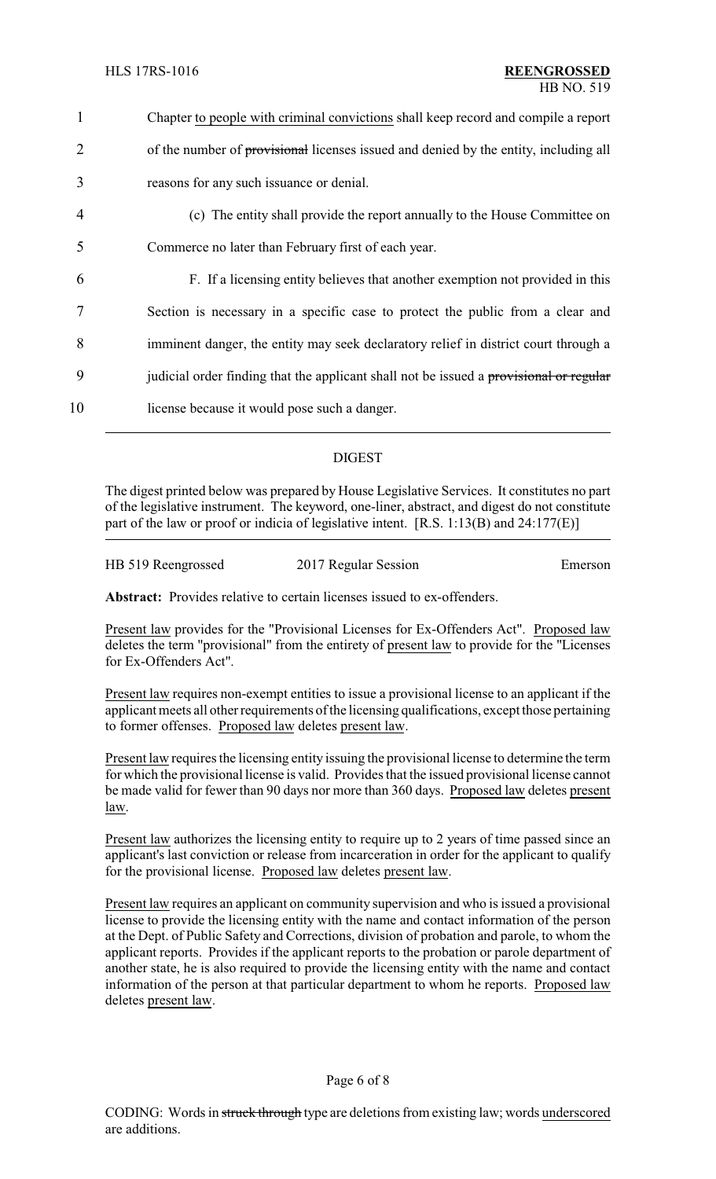Chapter <u>to people with criminal convictions</u> shall keep record and compile a report of the number of ~~provisional~~ licenses issued and denied by the entity, including all reasons for any such issuance or denial.

(c) The entity shall provide the report annually to the House Committee on Commerce no later than February first of each year.

F. If a licensing entity believes that another exemption not provided in this Section is necessary in a specific case to protect the public from a clear and imminent danger, the entity may seek declaratory relief in district court through a judicial order finding that the applicant shall not be issued a ~~provisional or regular~~ license because it would pose such a danger.

## DIGEST

The digest printed below was prepared by House Legislative Services. It constitutes no part of the legislative instrument. The keyword, one-liner, abstract, and digest do not constitute part of the law or proof or indicia of legislative intent. [R.S. 1:13(B) and 24:177(E)]

HB 519 Reengrossed 2017 Regular Session Emerson

**Abstract:** Provides relative to certain licenses issued to ex-offenders.

<u>Present law</u> provides for the "Provisional Licenses for Ex-Offenders Act". <u>Proposed law</u> deletes the term "provisional" from the entirety of <u>present law</u> to provide for the "Licenses for Ex-Offenders Act".

<u>Present law</u> requires non-exempt entities to issue a provisional license to an applicant if the applicant meets all other requirements of the licensing qualifications, except those pertaining to former offenses. <u>Proposed law</u> deletes <u>present law</u>.

<u>Present law</u> requires the licensing entity issuing the provisional license to determine the term for which the provisional license is valid. Provides that the issued provisional license cannot be made valid for fewer than 90 days nor more than 360 days. <u>Proposed law</u> deletes <u>present law</u>.

<u>Present law</u> authorizes the licensing entity to require up to 2 years of time passed since an applicant's last conviction or release from incarceration in order for the applicant to qualify for the provisional license. <u>Proposed law</u> deletes <u>present law</u>.

<u>Present law</u> requires an applicant on community supervision and who is issued a provisional license to provide the licensing entity with the name and contact information of the person at the Dept. of Public Safety and Corrections, division of probation and parole, to whom the applicant reports. Provides if the applicant reports to the probation or parole department of another state, he is also required to provide the licensing entity with the name and contact information of the person at that particular department to whom he reports. <u>Proposed law</u> deletes <u>present law</u>.

CODING: Words in ~~struck through~~ type are deletions from existing law; words <u>underscored</u> are additions.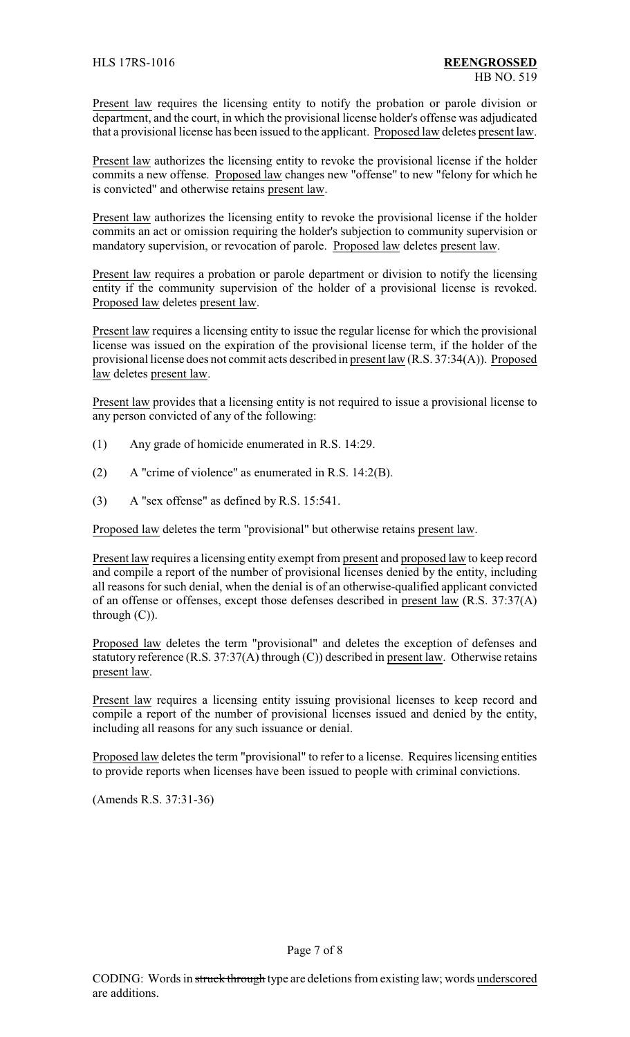Present law requires the licensing entity to notify the probation or parole division or department, and the court, in which the provisional license holder's offense was adjudicated that a provisional license has been issued to the applicant. Proposed law deletes present law.

Present law authorizes the licensing entity to revoke the provisional license if the holder commits a new offense. Proposed law changes new "offense" to new "felony for which he is convicted" and otherwise retains present law.

Present law authorizes the licensing entity to revoke the provisional license if the holder commits an act or omission requiring the holder's subjection to community supervision or mandatory supervision, or revocation of parole. Proposed law deletes present law.

Present law requires a probation or parole department or division to notify the licensing entity if the community supervision of the holder of a provisional license is revoked. Proposed law deletes present law.

Present law requires a licensing entity to issue the regular license for which the provisional license was issued on the expiration of the provisional license term, if the holder of the provisional license does not commit acts described in present law (R.S. 37:34(A)). Proposed law deletes present law.

Present law provides that a licensing entity is not required to issue a provisional license to any person convicted of any of the following:

(1) Any grade of homicide enumerated in R.S. 14:29.

(2) A "crime of violence" as enumerated in R.S. 14:2(B).

(3) A "sex offense" as defined by R.S. 15:541.

Proposed law deletes the term "provisional" but otherwise retains present law.

Present law requires a licensing entity exempt from present and proposed law to keep record and compile a report of the number of provisional licenses denied by the entity, including all reasons for such denial, when the denial is of an otherwise-qualified applicant convicted of an offense or offenses, except those defenses described in present law (R.S. 37:37(A) through (C)).

Proposed law deletes the term "provisional" and deletes the exception of defenses and statutory reference (R.S. 37:37(A) through (C)) described in present law. Otherwise retains present law.

Present law requires a licensing entity issuing provisional licenses to keep record and compile a report of the number of provisional licenses issued and denied by the entity, including all reasons for any such issuance or denial.

Proposed law deletes the term "provisional" to refer to a license. Requires licensing entities to provide reports when licenses have been issued to people with criminal convictions.

(Amends R.S. 37:31-36)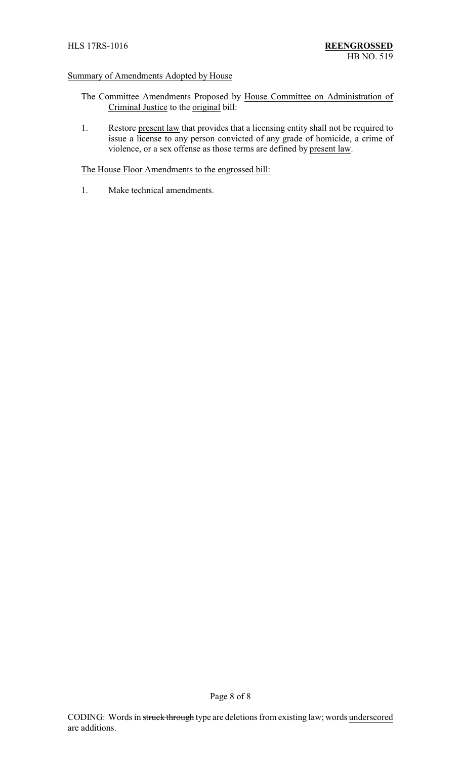Summary of Amendments Adopted by House

The Committee Amendments Proposed by House Committee on Administration of Criminal Justice to the original bill:

1. Restore present law that provides that a licensing entity shall not be required to issue a license to any person convicted of any grade of homicide, a crime of violence, or a sex offense as those terms are defined by present law.

The House Floor Amendments to the engrossed bill:

1. Make technical amendments.